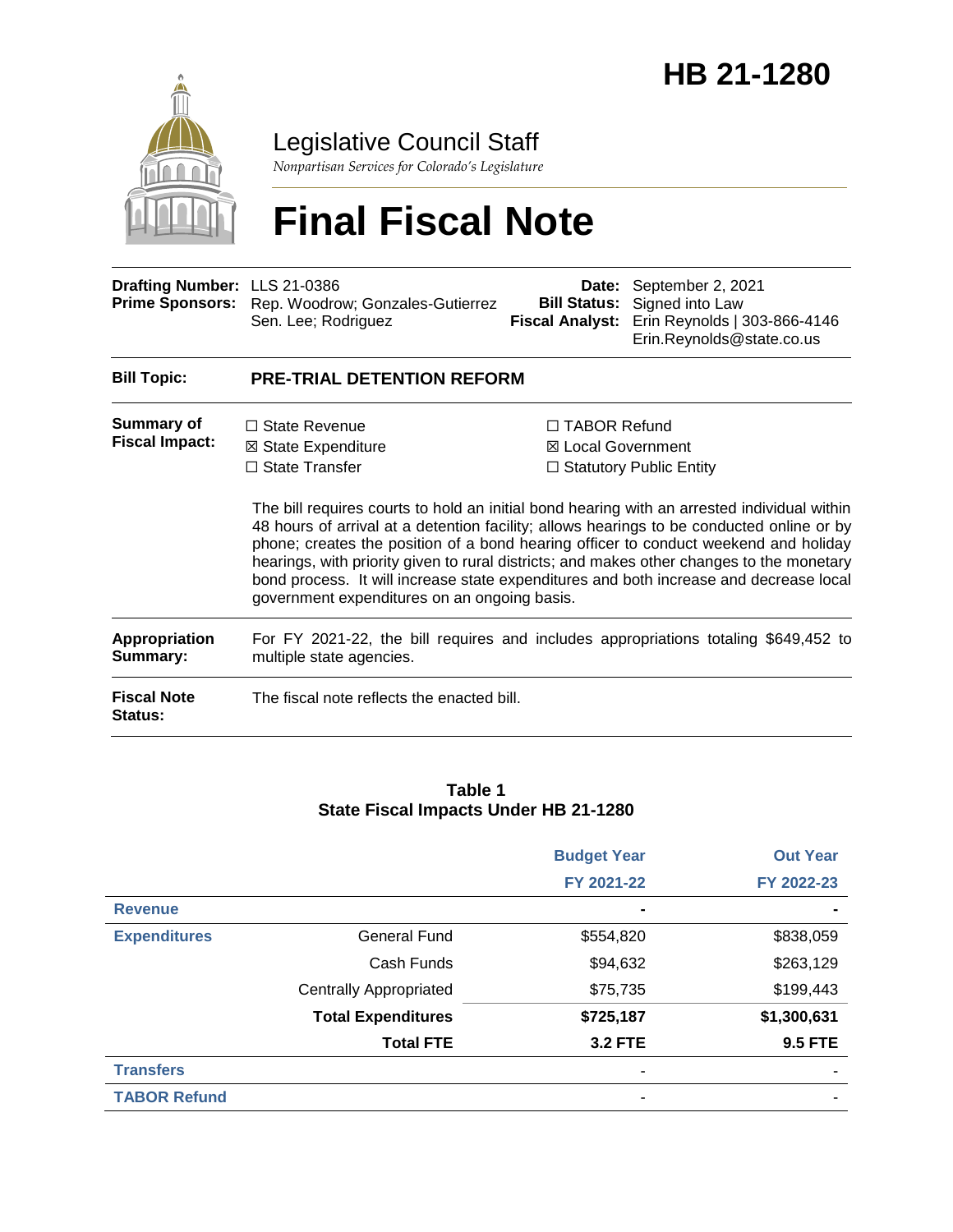# HB 21-1280

## Legislative Council Staff

*Nonpartisan Services for Colorado's Legislature*

# Final Fiscal Note

| | | | |
|---|---|---|---|
| **Drafting Number:** | LLS 21-0386 | **Date:** | September 2, 2021 |
| **Prime Sponsors:** | Rep. Woodrow; Gonzales-Gutierrez<br>Sen. Lee; Rodriguez | **Bill Status:** | Signed into Law |
| | | **Fiscal Analyst:** | Erin Reynolds \| 303-866-4146<br>Erin.Reynolds@state.co.us |

**Bill Topic:** **PRE-TRIAL DETENTION REFORM**

**Summary of Fiscal Impact:**

☐ State Revenue
☒ State Expenditure
☐ State Transfer
☐ TABOR Refund
☒ Local Government
☐ Statutory Public Entity

The bill requires courts to hold an initial bond hearing with an arrested individual within 48 hours of arrival at a detention facility; allows hearings to be conducted online or by phone; creates the position of a bond hearing officer to conduct weekend and holiday hearings, with priority given to rural districts; and makes other changes to the monetary bond process. It will increase state expenditures and both increase and decrease local government expenditures on an ongoing basis.

**Appropriation Summary:** For FY 2021-22, the bill requires and includes appropriations totaling $649,452 to multiple state agencies.

**Fiscal Note Status:** The fiscal note reflects the enacted bill.

**Table 1**
**State Fiscal Impacts Under HB 21-1280**

| | | Budget Year<br>FY 2021-22 | Out Year<br>FY 2022-23 |
|---|---|---|---|
| **Revenue** | | - | - |
| **Expenditures** | General Fund | $554,820 | $838,059 |
| | Cash Funds | $94,632 | $263,129 |
| | Centrally Appropriated | $75,735 | $199,443 |
| | **Total Expenditures** | **$725,187** | **$1,300,631** |
| | **Total FTE** | **3.2 FTE** | **9.5 FTE** |
| **Transfers** | | - | - |
| **TABOR Refund** | | - | - |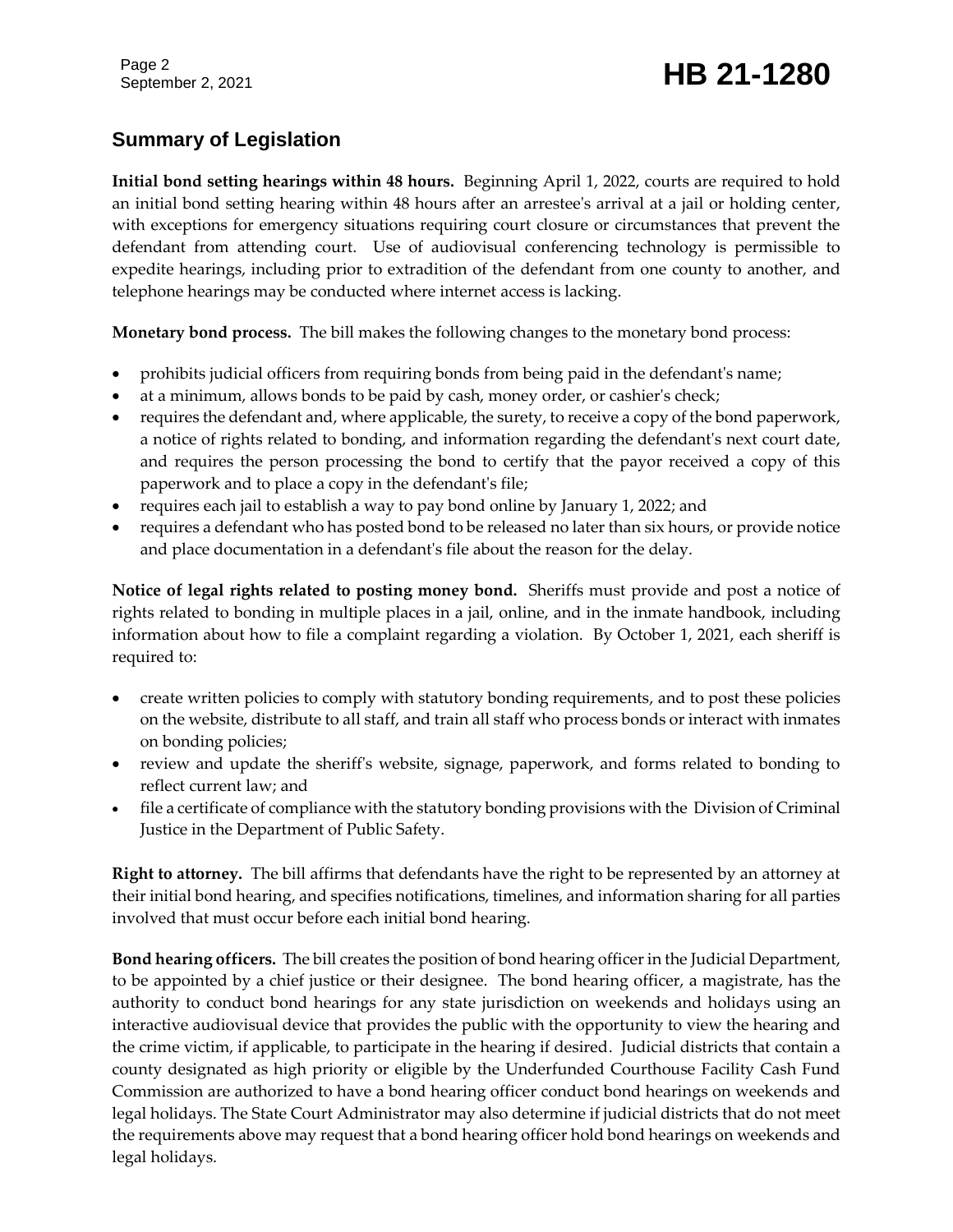## Summary of Legislation

**Initial bond setting hearings within 48 hours.** Beginning April 1, 2022, courts are required to hold an initial bond setting hearing within 48 hours after an arrestee's arrival at a jail or holding center, with exceptions for emergency situations requiring court closure or circumstances that prevent the defendant from attending court. Use of audiovisual conferencing technology is permissible to expedite hearings, including prior to extradition of the defendant from one county to another, and telephone hearings may be conducted where internet access is lacking.

**Monetary bond process.** The bill makes the following changes to the monetary bond process:

- prohibits judicial officers from requiring bonds from being paid in the defendant's name;
- at a minimum, allows bonds to be paid by cash, money order, or cashier's check;
- requires the defendant and, where applicable, the surety, to receive a copy of the bond paperwork, a notice of rights related to bonding, and information regarding the defendant's next court date, and requires the person processing the bond to certify that the payor received a copy of this paperwork and to place a copy in the defendant's file;
- requires each jail to establish a way to pay bond online by January 1, 2022; and
- requires a defendant who has posted bond to be released no later than six hours, or provide notice and place documentation in a defendant's file about the reason for the delay.

**Notice of legal rights related to posting money bond.** Sheriffs must provide and post a notice of rights related to bonding in multiple places in a jail, online, and in the inmate handbook, including information about how to file a complaint regarding a violation. By October 1, 2021, each sheriff is required to:

- create written policies to comply with statutory bonding requirements, and to post these policies on the website, distribute to all staff, and train all staff who process bonds or interact with inmates on bonding policies;
- review and update the sheriff's website, signage, paperwork, and forms related to bonding to reflect current law; and
- file a certificate of compliance with the statutory bonding provisions with the Division of Criminal Justice in the Department of Public Safety.

**Right to attorney.** The bill affirms that defendants have the right to be represented by an attorney at their initial bond hearing, and specifies notifications, timelines, and information sharing for all parties involved that must occur before each initial bond hearing.

**Bond hearing officers.** The bill creates the position of bond hearing officer in the Judicial Department, to be appointed by a chief justice or their designee. The bond hearing officer, a magistrate, has the authority to conduct bond hearings for any state jurisdiction on weekends and holidays using an interactive audiovisual device that provides the public with the opportunity to view the hearing and the crime victim, if applicable, to participate in the hearing if desired. Judicial districts that contain a county designated as high priority or eligible by the Underfunded Courthouse Facility Cash Fund Commission are authorized to have a bond hearing officer conduct bond hearings on weekends and legal holidays. The State Court Administrator may also determine if judicial districts that do not meet the requirements above may request that a bond hearing officer hold bond hearings on weekends and legal holidays.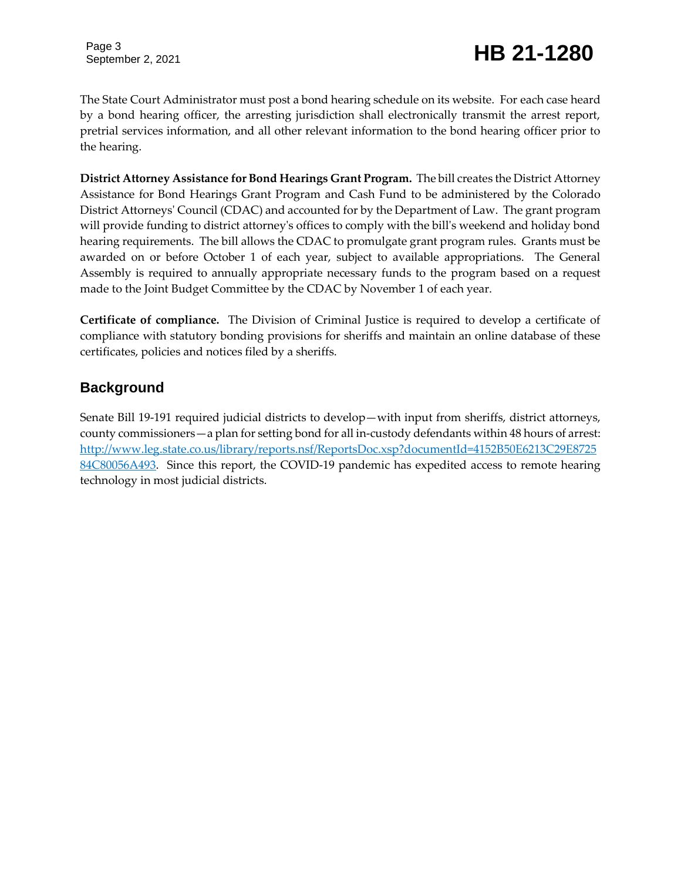The State Court Administrator must post a bond hearing schedule on its website. For each case heard by a bond hearing officer, the arresting jurisdiction shall electronically transmit the arrest report, pretrial services information, and all other relevant information to the bond hearing officer prior to the hearing.

**District Attorney Assistance for Bond Hearings Grant Program.** The bill creates the District Attorney Assistance for Bond Hearings Grant Program and Cash Fund to be administered by the Colorado District Attorneys' Council (CDAC) and accounted for by the Department of Law. The grant program will provide funding to district attorney's offices to comply with the bill's weekend and holiday bond hearing requirements. The bill allows the CDAC to promulgate grant program rules. Grants must be awarded on or before October 1 of each year, subject to available appropriations. The General Assembly is required to annually appropriate necessary funds to the program based on a request made to the Joint Budget Committee by the CDAC by November 1 of each year.

**Certificate of compliance.** The Division of Criminal Justice is required to develop a certificate of compliance with statutory bonding provisions for sheriffs and maintain an online database of these certificates, policies and notices filed by a sheriffs.

## Background

Senate Bill 19-191 required judicial districts to develop—with input from sheriffs, district attorneys, county commissioners—a plan for setting bond for all in-custody defendants within 48 hours of arrest: [http://www.leg.state.co.us/library/reports.nsf/ReportsDoc.xsp?documentId=4152B50E6213C29E872584C80056A493](http://www.leg.state.co.us/library/reports.nsf/ReportsDoc.xsp?documentId=4152B50E6213C29E872584C80056A493). Since this report, the COVID-19 pandemic has expedited access to remote hearing technology in most judicial districts.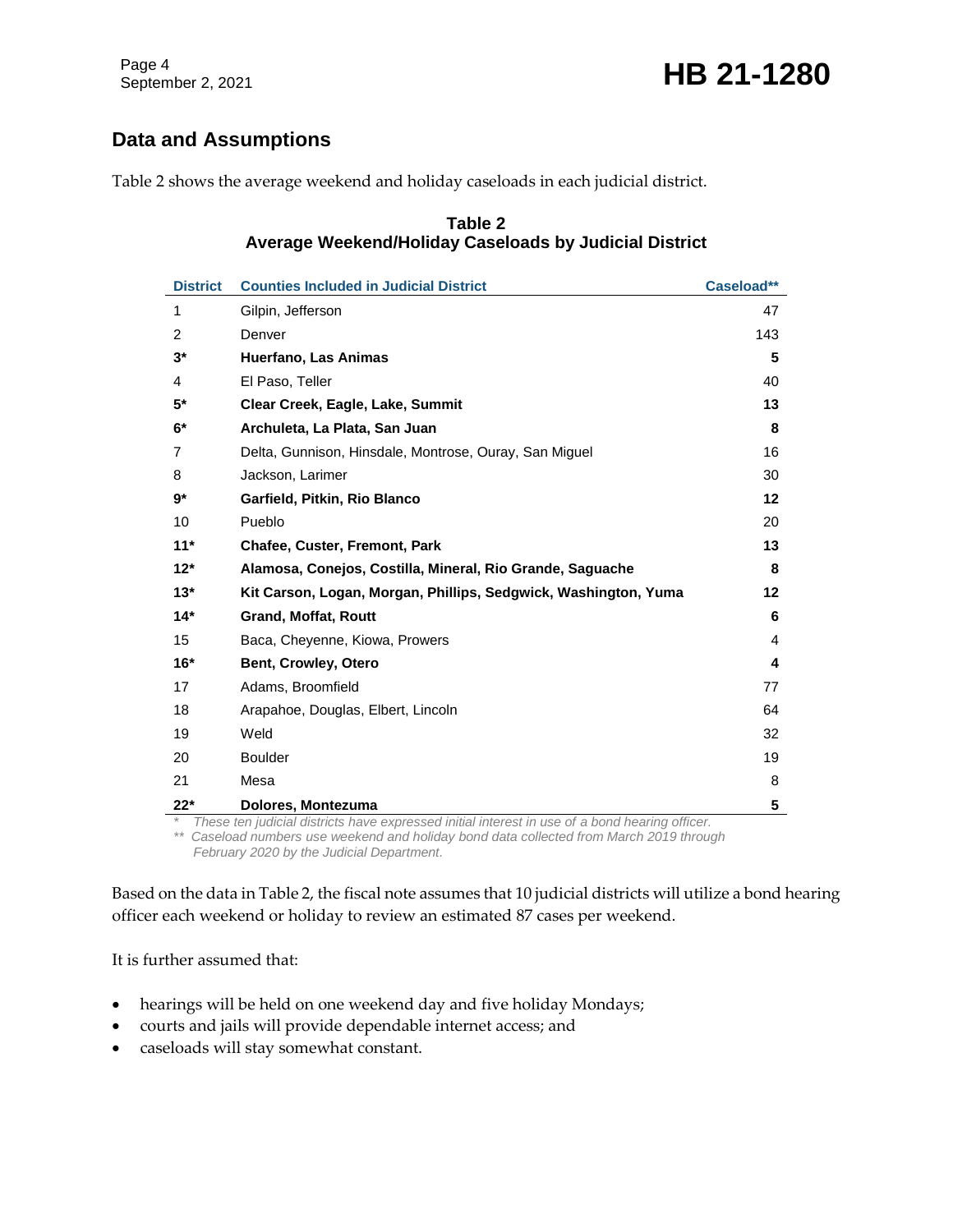## Data and Assumptions

Table 2 shows the average weekend and holiday caseloads in each judicial district.

**Table 2**
**Average Weekend/Holiday Caseloads by Judicial District**

| District | Counties Included in Judicial District | Caseload** |
|---|---|---|
| 1 | Gilpin, Jefferson | 47 |
| 2 | Denver | 143 |
| **3*** | **Huerfano, Las Animas** | **5** |
| 4 | El Paso, Teller | 40 |
| **5*** | **Clear Creek, Eagle, Lake, Summit** | **13** |
| **6*** | **Archuleta, La Plata, San Juan** | **8** |
| 7 | Delta, Gunnison, Hinsdale, Montrose, Ouray, San Miguel | 16 |
| 8 | Jackson, Larimer | 30 |
| **9*** | **Garfield, Pitkin, Rio Blanco** | **12** |
| 10 | Pueblo | 20 |
| **11*** | **Chafee, Custer, Fremont, Park** | **13** |
| **12*** | **Alamosa, Conejos, Costilla, Mineral, Rio Grande, Saguache** | **8** |
| **13*** | **Kit Carson, Logan, Morgan, Phillips, Sedgwick, Washington, Yuma** | **12** |
| **14*** | **Grand, Moffat, Routt** | **6** |
| 15 | Baca, Cheyenne, Kiowa, Prowers | 4 |
| **16*** | **Bent, Crowley, Otero** | **4** |
| 17 | Adams, Broomfield | 77 |
| 18 | Arapahoe, Douglas, Elbert, Lincoln | 64 |
| 19 | Weld | 32 |
| 20 | Boulder | 19 |
| 21 | Mesa | 8 |
| **22*** | **Dolores, Montezuma** | **5** |

*\* These ten judicial districts have expressed initial interest in use of a bond hearing officer.*
*\*\* Caseload numbers use weekend and holiday bond data collected from March 2019 through February 2020 by the Judicial Department.*

Based on the data in Table 2, the fiscal note assumes that 10 judicial districts will utilize a bond hearing officer each weekend or holiday to review an estimated 87 cases per weekend.

It is further assumed that:

- hearings will be held on one weekend day and five holiday Mondays;
- courts and jails will provide dependable internet access; and
- caseloads will stay somewhat constant.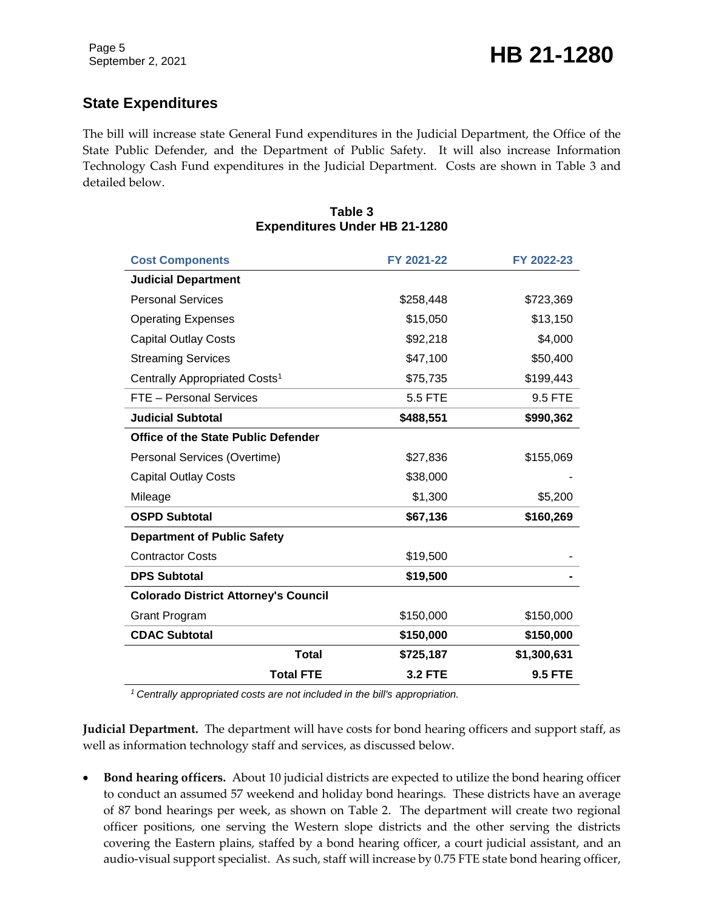## State Expenditures

The bill will increase state General Fund expenditures in the Judicial Department, the Office of the State Public Defender, and the Department of Public Safety. It will also increase Information Technology Cash Fund expenditures in the Judicial Department. Costs are shown in Table 3 and detailed below.

**Table 3**
**Expenditures Under HB 21-1280**

| Cost Components | FY 2021-22 | FY 2022-23 |
|---|---|---|
| **Judicial Department** | | |
| Personal Services | $258,448 | $723,369 |
| Operating Expenses | $15,050 | $13,150 |
| Capital Outlay Costs | $92,218 | $4,000 |
| Streaming Services | $47,100 | $50,400 |
| Centrally Appropriated Costs[1] | $75,735 | $199,443 |
| FTE – Personal Services | 5.5 FTE | 9.5 FTE |
| **Judicial Subtotal** | **$488,551** | **$990,362** |
| **Office of the State Public Defender** | | |
| Personal Services (Overtime) | $27,836 | $155,069 |
| Capital Outlay Costs | $38,000 | - |
| Mileage | $1,300 | $5,200 |
| **OSPD Subtotal** | **$67,136** | **$160,269** |
| **Department of Public Safety** | | |
| Contractor Costs | $19,500 | - |
| **DPS Subtotal** | **$19,500** | **-** |
| **Colorado District Attorney's Council** | | |
| Grant Program | $150,000 | $150,000 |
| **CDAC Subtotal** | **$150,000** | **$150,000** |
| **Total** | **$725,187** | **$1,300,631** |
| **Total FTE** | **3.2 FTE** | **9.5 FTE** |

[1] *Centrally appropriated costs are not included in the bill's appropriation.*

**Judicial Department.** The department will have costs for bond hearing officers and support staff, as well as information technology staff and services, as discussed below.

- **Bond hearing officers.** About 10 judicial districts are expected to utilize the bond hearing officer to conduct an assumed 57 weekend and holiday bond hearings. These districts have an average of 87 bond hearings per week, as shown on Table 2. The department will create two regional officer positions, one serving the Western slope districts and the other serving the districts covering the Eastern plains, staffed by a bond hearing officer, a court judicial assistant, and an audio-visual support specialist. As such, staff will increase by 0.75 FTE state bond hearing officer,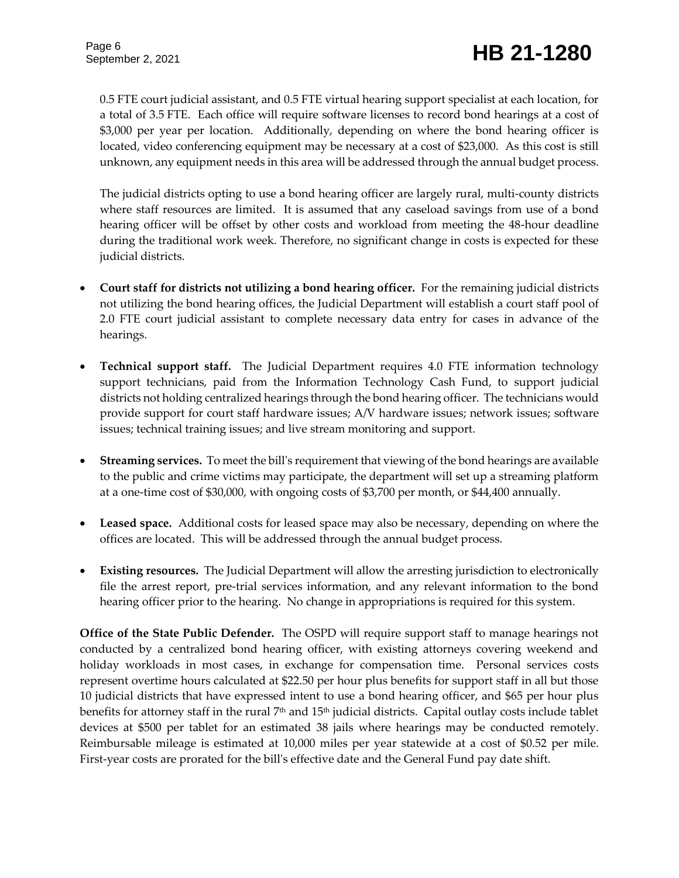0.5 FTE court judicial assistant, and 0.5 FTE virtual hearing support specialist at each location, for a total of 3.5 FTE. Each office will require software licenses to record bond hearings at a cost of $3,000 per year per location. Additionally, depending on where the bond hearing officer is located, video conferencing equipment may be necessary at a cost of $23,000. As this cost is still unknown, any equipment needs in this area will be addressed through the annual budget process.

The judicial districts opting to use a bond hearing officer are largely rural, multi-county districts where staff resources are limited. It is assumed that any caseload savings from use of a bond hearing officer will be offset by other costs and workload from meeting the 48-hour deadline during the traditional work week. Therefore, no significant change in costs is expected for these judicial districts.

- **Court staff for districts not utilizing a bond hearing officer.** For the remaining judicial districts not utilizing the bond hearing offices, the Judicial Department will establish a court staff pool of 2.0 FTE court judicial assistant to complete necessary data entry for cases in advance of the hearings.
- **Technical support staff.** The Judicial Department requires 4.0 FTE information technology support technicians, paid from the Information Technology Cash Fund, to support judicial districts not holding centralized hearings through the bond hearing officer. The technicians would provide support for court staff hardware issues; A/V hardware issues; network issues; software issues; technical training issues; and live stream monitoring and support.
- **Streaming services.** To meet the bill's requirement that viewing of the bond hearings are available to the public and crime victims may participate, the department will set up a streaming platform at a one-time cost of $30,000, with ongoing costs of $3,700 per month, or $44,400 annually.
- **Leased space.** Additional costs for leased space may also be necessary, depending on where the offices are located. This will be addressed through the annual budget process.
- **Existing resources.** The Judicial Department will allow the arresting jurisdiction to electronically file the arrest report, pre-trial services information, and any relevant information to the bond hearing officer prior to the hearing. No change in appropriations is required for this system.

**Office of the State Public Defender.** The OSPD will require support staff to manage hearings not conducted by a centralized bond hearing officer, with existing attorneys covering weekend and holiday workloads in most cases, in exchange for compensation time. Personal services costs represent overtime hours calculated at $22.50 per hour plus benefits for support staff in all but those 10 judicial districts that have expressed intent to use a bond hearing officer, and $65 per hour plus benefits for attorney staff in the rural 7th and 15th judicial districts. Capital outlay costs include tablet devices at $500 per tablet for an estimated 38 jails where hearings may be conducted remotely. Reimbursable mileage is estimated at 10,000 miles per year statewide at a cost of $0.52 per mile. First-year costs are prorated for the bill's effective date and the General Fund pay date shift.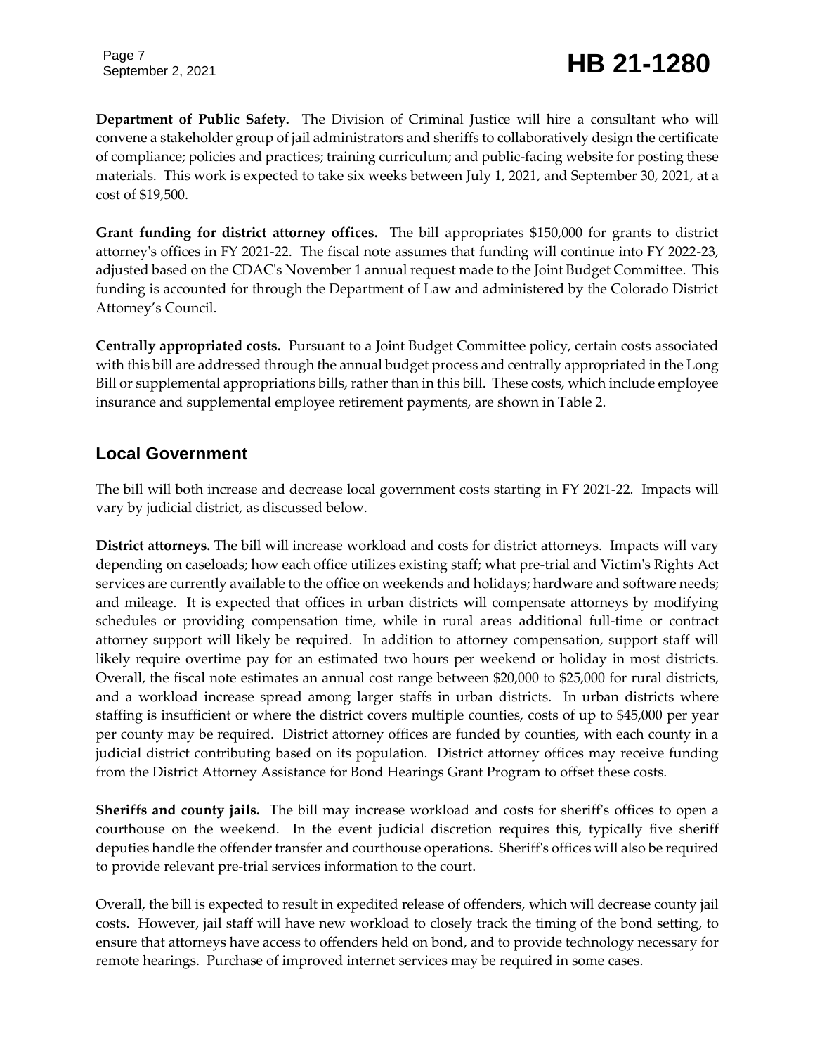**Department of Public Safety.** The Division of Criminal Justice will hire a consultant who will convene a stakeholder group of jail administrators and sheriffs to collaboratively design the certificate of compliance; policies and practices; training curriculum; and public-facing website for posting these materials. This work is expected to take six weeks between July 1, 2021, and September 30, 2021, at a cost of $19,500.

**Grant funding for district attorney offices.** The bill appropriates $150,000 for grants to district attorney's offices in FY 2021-22. The fiscal note assumes that funding will continue into FY 2022-23, adjusted based on the CDAC's November 1 annual request made to the Joint Budget Committee. This funding is accounted for through the Department of Law and administered by the Colorado District Attorney's Council.

**Centrally appropriated costs.** Pursuant to a Joint Budget Committee policy, certain costs associated with this bill are addressed through the annual budget process and centrally appropriated in the Long Bill or supplemental appropriations bills, rather than in this bill. These costs, which include employee insurance and supplemental employee retirement payments, are shown in Table 2.

## Local Government

The bill will both increase and decrease local government costs starting in FY 2021-22. Impacts will vary by judicial district, as discussed below.

**District attorneys.** The bill will increase workload and costs for district attorneys. Impacts will vary depending on caseloads; how each office utilizes existing staff; what pre-trial and Victim's Rights Act services are currently available to the office on weekends and holidays; hardware and software needs; and mileage. It is expected that offices in urban districts will compensate attorneys by modifying schedules or providing compensation time, while in rural areas additional full-time or contract attorney support will likely be required. In addition to attorney compensation, support staff will likely require overtime pay for an estimated two hours per weekend or holiday in most districts. Overall, the fiscal note estimates an annual cost range between $20,000 to $25,000 for rural districts, and a workload increase spread among larger staffs in urban districts. In urban districts where staffing is insufficient or where the district covers multiple counties, costs of up to $45,000 per year per county may be required. District attorney offices are funded by counties, with each county in a judicial district contributing based on its population. District attorney offices may receive funding from the District Attorney Assistance for Bond Hearings Grant Program to offset these costs.

**Sheriffs and county jails.** The bill may increase workload and costs for sheriff's offices to open a courthouse on the weekend. In the event judicial discretion requires this, typically five sheriff deputies handle the offender transfer and courthouse operations. Sheriff's offices will also be required to provide relevant pre-trial services information to the court.

Overall, the bill is expected to result in expedited release of offenders, which will decrease county jail costs. However, jail staff will have new workload to closely track the timing of the bond setting, to ensure that attorneys have access to offenders held on bond, and to provide technology necessary for remote hearings. Purchase of improved internet services may be required in some cases.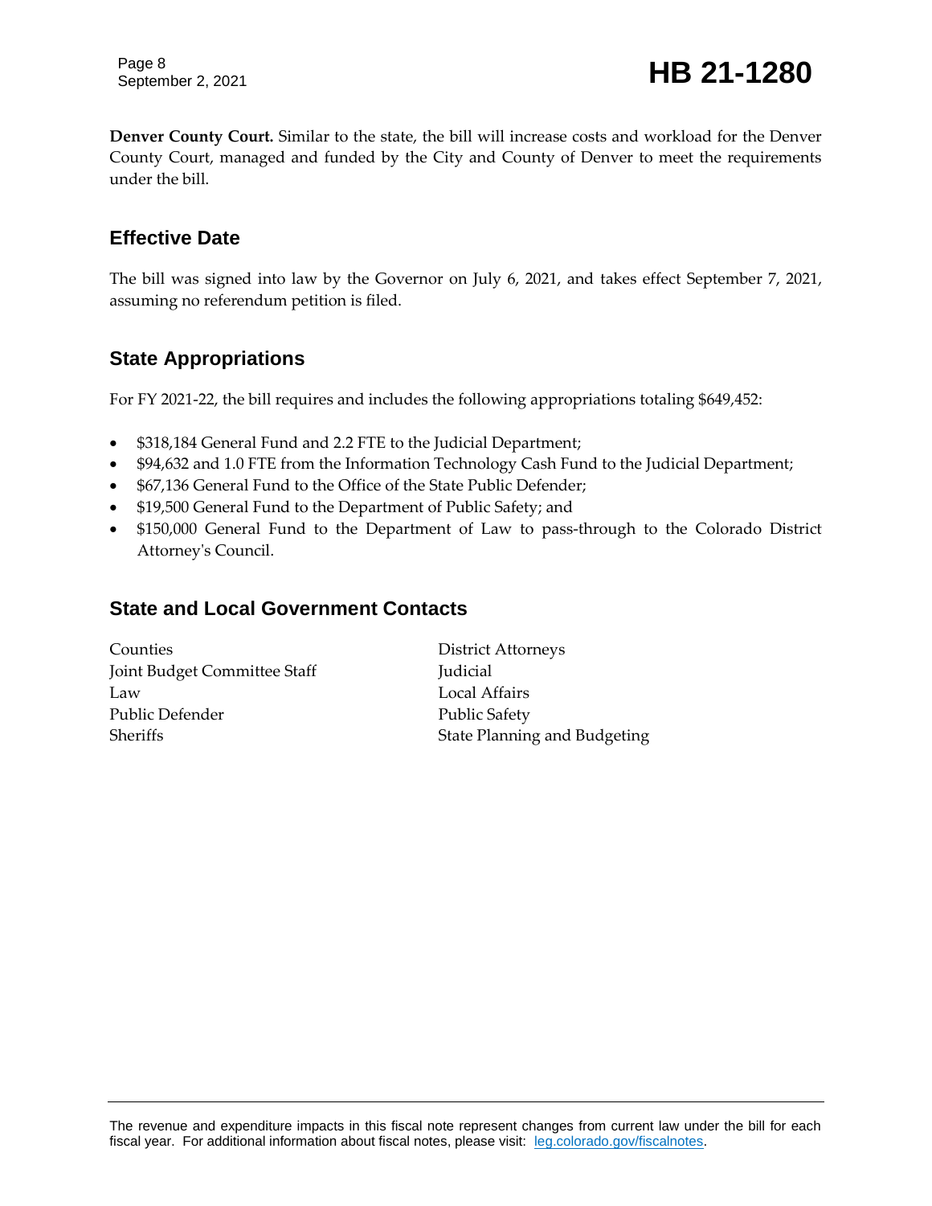**Denver County Court.** Similar to the state, the bill will increase costs and workload for the Denver County Court, managed and funded by the City and County of Denver to meet the requirements under the bill.

## Effective Date

The bill was signed into law by the Governor on July 6, 2021, and takes effect September 7, 2021, assuming no referendum petition is filed.

## State Appropriations

For FY 2021-22, the bill requires and includes the following appropriations totaling $649,452:

- $318,184 General Fund and 2.2 FTE to the Judicial Department;
- $94,632 and 1.0 FTE from the Information Technology Cash Fund to the Judicial Department;
- $67,136 General Fund to the Office of the State Public Defender;
- $19,500 General Fund to the Department of Public Safety; and
- $150,000 General Fund to the Department of Law to pass-through to the Colorado District Attorney's Council.

## State and Local Government Contacts

| | |
|---|---|
| Counties | District Attorneys |
| Joint Budget Committee Staff | Judicial |
| Law | Local Affairs |
| Public Defender | Public Safety |
| Sheriffs | State Planning and Budgeting |

The revenue and expenditure impacts in this fiscal note represent changes from current law under the bill for each fiscal year. For additional information about fiscal notes, please visit: leg.colorado.gov/fiscalnotes.